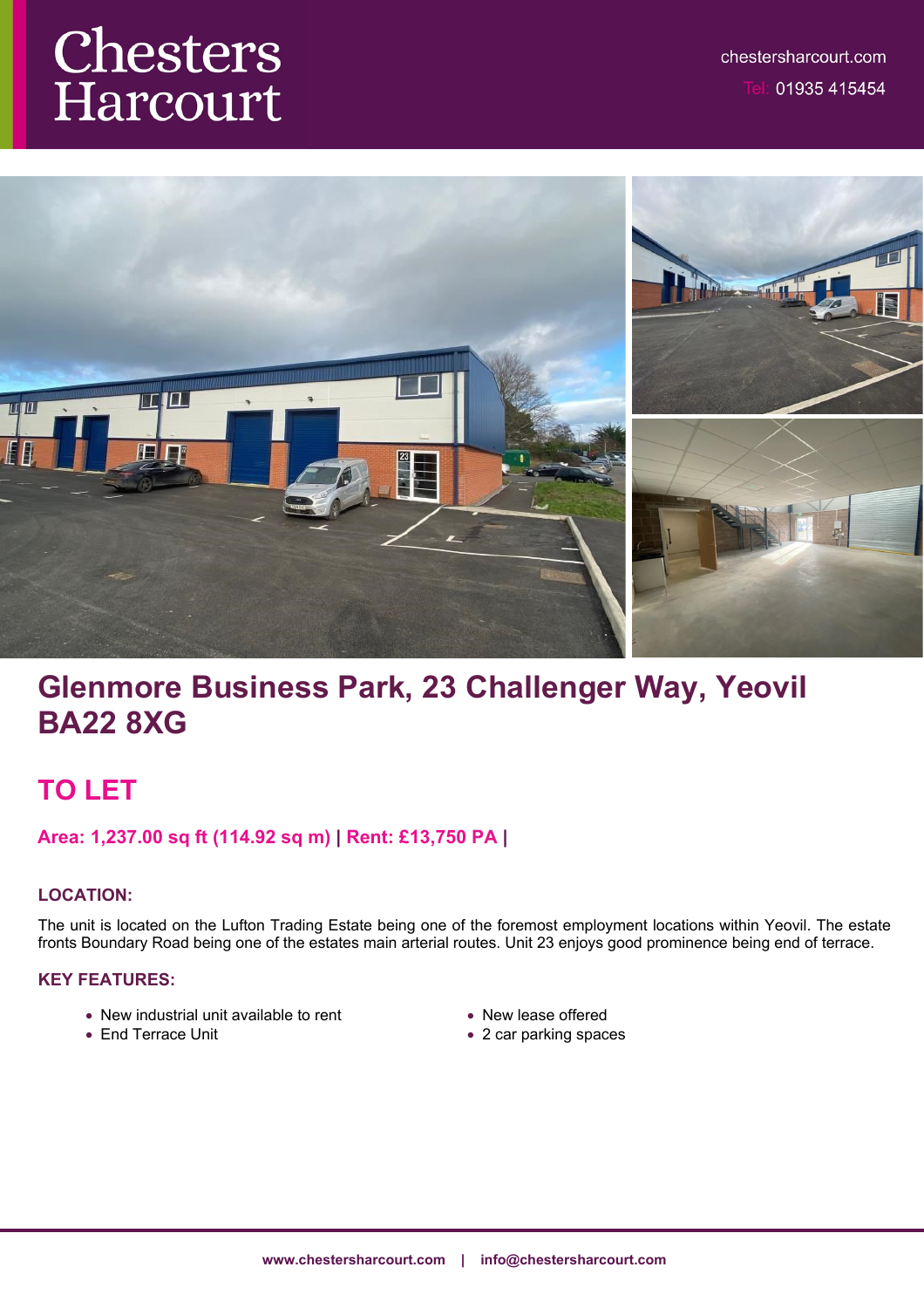# Chesters Harcourt

chestersharcourt.com
Tel: 01935 415454

# Glenmore Business Park, 23 Challenger Way, Yeovil BA22 8XG

## TO LET

**Area: 1,237.00 sq ft (114.92 sq m) | Rent: £13,750 PA |**

### LOCATION:

The unit is located on the Lufton Trading Estate being one of the foremost employment locations within Yeovil. The estate fronts Boundary Road being one of the estates main arterial routes. Unit 23 enjoys good prominence being end of terrace.

### KEY FEATURES:

- New industrial unit available to rent
- End Terrace Unit
- New lease offered
- 2 car parking spaces

www.chestersharcourt.com | info@chestersharcourt.com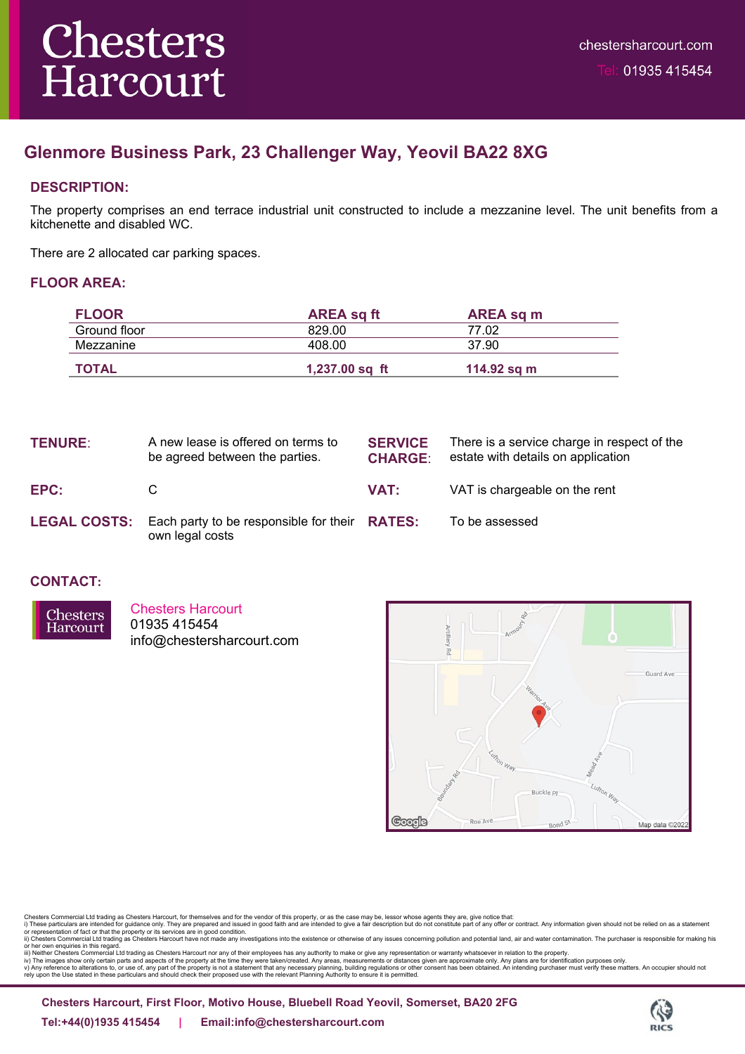# Glenmore Business Park, 23 Challenger Way, Yeovil BA22 8XG

## DESCRIPTION:

The property comprises an end terrace industrial unit constructed to include a mezzanine level. The unit benefits from a kitchenette and disabled WC.

There are 2 allocated car parking spaces.

## FLOOR AREA:

| FLOOR | AREA sq ft | AREA sq m |
|---|---|---|
| Ground floor | 829.00 | 77.02 |
| Mezzanine | 408.00 | 37.90 |
| **TOTAL** | **1,237.00 sq ft** | **114.92 sq m** |

**TENURE:** A new lease is offered on terms to be agreed between the parties.

**SERVICE CHARGE:** There is a service charge in respect of the estate with details on application

**EPC:** C

**VAT:** VAT is chargeable on the rent

**LEGAL COSTS:** Each party to be responsible for their own legal costs

**RATES:** To be assessed

## CONTACT:

Chesters Harcourt
01935 415454
info@chestersharcourt.com

Artillery Rd
Armoury Rd
Guard Ave
Warrior Ave
Lufton Way
Mead Ave
Boundary Rd
Buckle Pl
Roe Ave
Bond St
Google
Map data ©2022

Chesters Commercial Ltd trading as Chesters Harcourt, for themselves and for the vendor of this property, or as the case may be, lessor whose agents they are, give notice that:
i) These particulars are intended for guidance only. They are prepared and issued in good faith and are intended to give a fair description but do not constitute part of any offer or contract. Any information given should not be relied on as a statement or representation of fact or that the property or its services are in good condition.
ii) Chesters Commercial Ltd trading as Chesters Harcourt have not made any investigations into the existence or otherwise of any issues concerning pollution and potential land, air and water contamination. The purchaser is responsible for making his or her own enquiries in this regard.
iii) Neither Chesters Commercial Ltd trading as Chesters Harcourt nor any of their employees has any authority to make or give any representation or warranty whatsoever in relation to the property.
iv) The images show only certain parts and aspects of the property at the time they were taken/created. Any areas, measurements or distances given are approximate only. Any plans are for identification purposes only.
v) Any reference to alterations to, or use of, any part of the property is not a statement that any necessary planning, building regulations or other consent has been obtained. An intending purchaser must verify these matters. An occupier should not rely upon the Use stated in these particulars and should check their proposed use with the relevant Planning Authority to ensure it is permitted.

**Chesters Harcourt, First Floor, Motivo House, Bluebell Road Yeovil, Somerset, BA20 2FG**

**Tel:+44(0)1935 415454 | Email:info@chestersharcourt.com**